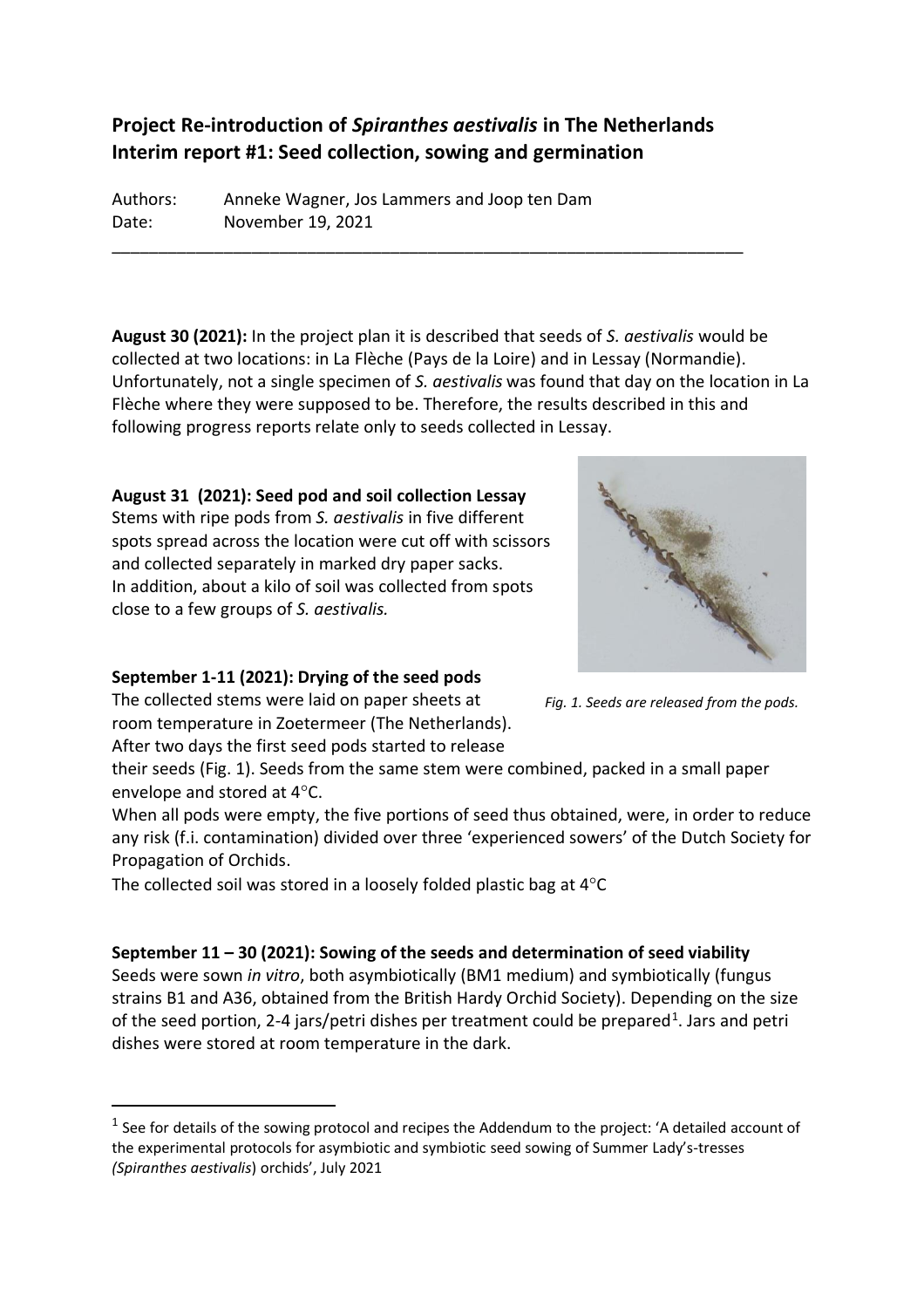## Project Re-introduction of *Spiranthes aestivalis* in The Netherlands
## Interim report #1: Seed collection, sowing and germination

Authors: Anneke Wagner, Jos Lammers and Joop ten Dam
Date: November 19, 2021

---

**August 30 (2021):** In the project plan it is described that seeds of *S. aestivalis* would be collected at two locations: in La Flèche (Pays de la Loire) and in Lessay (Normandie). Unfortunately, not a single specimen of *S. aestivalis* was found that day on the location in La Flèche where they were supposed to be. Therefore, the results described in this and following progress reports relate only to seeds collected in Lessay.

**August 31 (2021): Seed pod and soil collection Lessay**

Stems with ripe pods from *S. aestivalis* in five different spots spread across the location were cut off with scissors and collected separately in marked dry paper sacks. In addition, about a kilo of soil was collected from spots close to a few groups of *S. aestivalis.*

*Fig. 1. Seeds are released from the pods.*

**September 1-11 (2021): Drying of the seed pods**

The collected stems were laid on paper sheets at room temperature in Zoetermeer (The Netherlands). After two days the first seed pods started to release their seeds (Fig. 1). Seeds from the same stem were combined, packed in a small paper envelope and stored at 4°C.

When all pods were empty, the five portions of seed thus obtained, were, in order to reduce any risk (f.i. contamination) divided over three 'experienced sowers' of the Dutch Society for Propagation of Orchids.

The collected soil was stored in a loosely folded plastic bag at 4°C

**September 11 – 30 (2021): Sowing of the seeds and determination of seed viability**

Seeds were sown *in vitro*, both asymbiotically (BM1 medium) and symbiotically (fungus strains B1 and A36, obtained from the British Hardy Orchid Society). Depending on the size of the seed portion, 2-4 jars/petri dishes per treatment could be prepared[1]. Jars and petri dishes were stored at room temperature in the dark.

---

[1] See for details of the sowing protocol and recipes the Addendum to the project: 'A detailed account of the experimental protocols for asymbiotic and symbiotic seed sowing of Summer Lady's-tresses (*Spiranthes aestivalis*) orchids', July 2021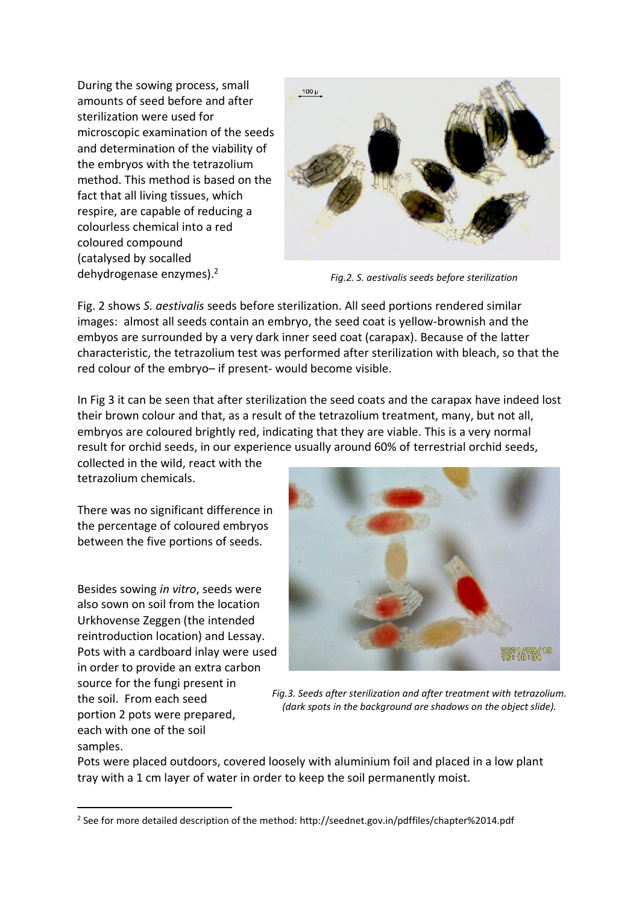During the sowing process, small amounts of seed before and after sterilization were used for microscopic examination of the seeds and determination of the viability of the embryos with the tetrazolium method. This method is based on the fact that all living tissues, which respire, are capable of reducing a colourless chemical into a red coloured compound (catalysed by socalled dehydrogenase enzymes).[2]

Fig.2. S. aestivalis seeds before sterilization

Fig. 2 shows *S. aestivalis* seeds before sterilization. All seed portions rendered similar images: almost all seeds contain an embryo, the seed coat is yellow-brownish and the embyos are surrounded by a very dark inner seed coat (carapax). Because of the latter characteristic, the tetrazolium test was performed after sterilization with bleach, so that the red colour of the embryo– if present- would become visible.

In Fig 3 it can be seen that after sterilization the seed coats and the carapax have indeed lost their brown colour and that, as a result of the tetrazolium treatment, many, but not all, embryos are coloured brightly red, indicating that they are viable. This is a very normal result for orchid seeds, in our experience usually around 60% of terrestrial orchid seeds, collected in the wild, react with the tetrazolium chemicals.

There was no significant difference in the percentage of coloured embryos between the five portions of seeds.

Fig.3. Seeds after sterilization and after treatment with tetrazolium. (dark spots in the background are shadows on the object slide).

Besides sowing *in vitro*, seeds were also sown on soil from the location Urkhovense Zeggen (the intended reintroduction location) and Lessay. Pots with a cardboard inlay were used in order to provide an extra carbon source for the fungi present in the soil. From each seed portion 2 pots were prepared, each with one of the soil samples.

Pots were placed outdoors, covered loosely with aluminium foil and placed in a low plant tray with a 1 cm layer of water in order to keep the soil permanently moist.

[2] See for more detailed description of the method: http://seednet.gov.in/pdffiles/chapter%2014.pdf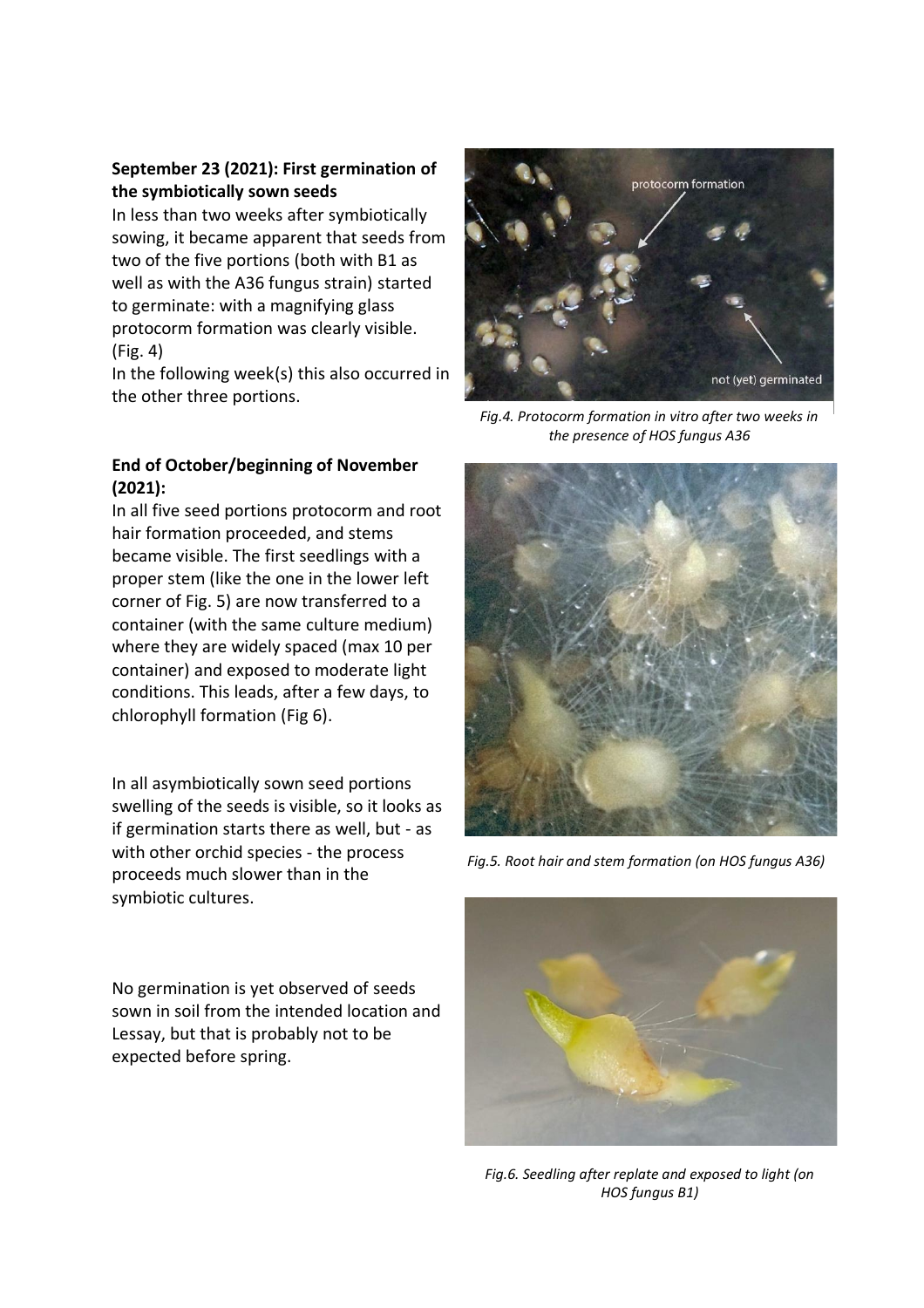**September 23 (2021): First germination of the symbiotically sown seeds**

In less than two weeks after symbiotically sowing, it became apparent that seeds from two of the five portions (both with B1 as well as with the A36 fungus strain) started to germinate: with a magnifying glass protocorm formation was clearly visible. (Fig. 4)

In the following week(s) this also occurred in the other three portions.

*Fig.4. Protocorm formation in vitro after two weeks in the presence of HOS fungus A36*

**End of October/beginning of November (2021):**

In all five seed portions protocorm and root hair formation proceeded, and stems became visible. The first seedlings with a proper stem (like the one in the lower left corner of Fig. 5) are now transferred to a container (with the same culture medium) where they are widely spaced (max 10 per container) and exposed to moderate light conditions. This leads, after a few days, to chlorophyll formation (Fig 6).

*Fig.5. Root hair and stem formation (on HOS fungus A36)*

In all asymbiotically sown seed portions swelling of the seeds is visible, so it looks as if germination starts there as well, but - as with other orchid species - the process proceeds much slower than in the symbiotic cultures.

No germination is yet observed of seeds sown in soil from the intended location and Lessay, but that is probably not to be expected before spring.

*Fig.6. Seedling after replate and exposed to light (on HOS fungus B1)*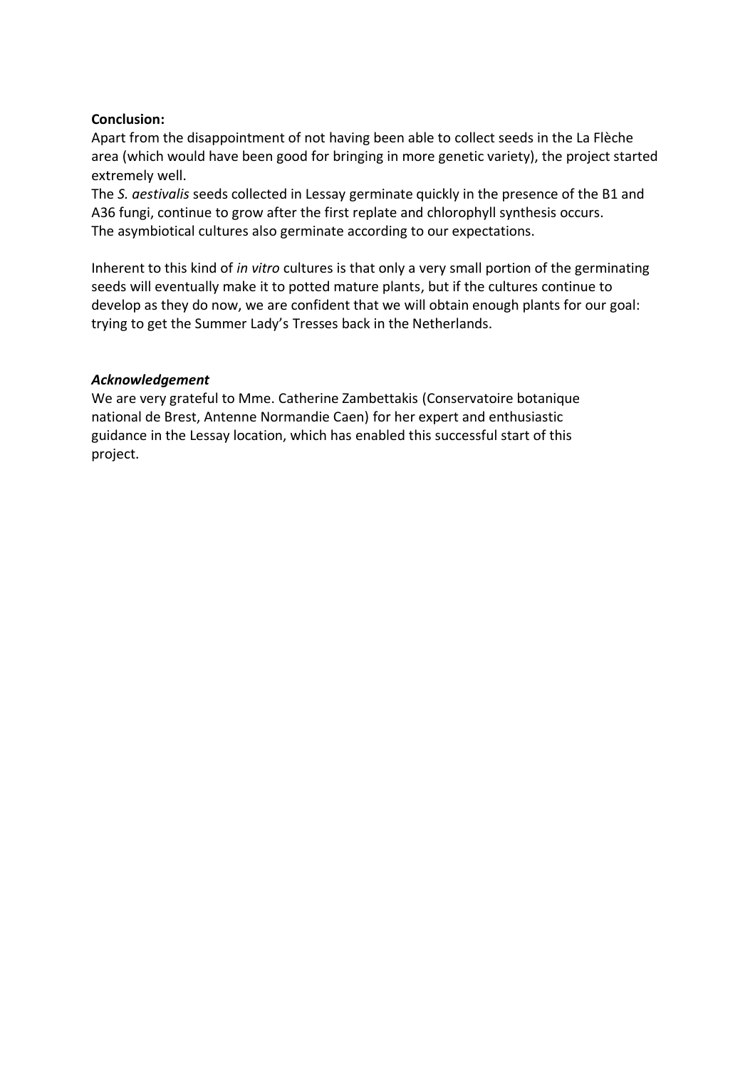**Conclusion:**

Apart from the disappointment of not having been able to collect seeds in the La Flèche area (which would have been good for bringing in more genetic variety), the project started extremely well.

The *S. aestivalis* seeds collected in Lessay germinate quickly in the presence of the B1 and A36 fungi, continue to grow after the first replate and chlorophyll synthesis occurs. The asymbiotical cultures also germinate according to our expectations.

Inherent to this kind of *in vitro* cultures is that only a very small portion of the germinating seeds will eventually make it to potted mature plants, but if the cultures continue to develop as they do now, we are confident that we will obtain enough plants for our goal: trying to get the Summer Lady's Tresses back in the Netherlands.

***Acknowledgement***

We are very grateful to Mme. Catherine Zambettakis (Conservatoire botanique national de Brest, Antenne Normandie Caen) for her expert and enthusiastic guidance in the Lessay location, which has enabled this successful start of this project.